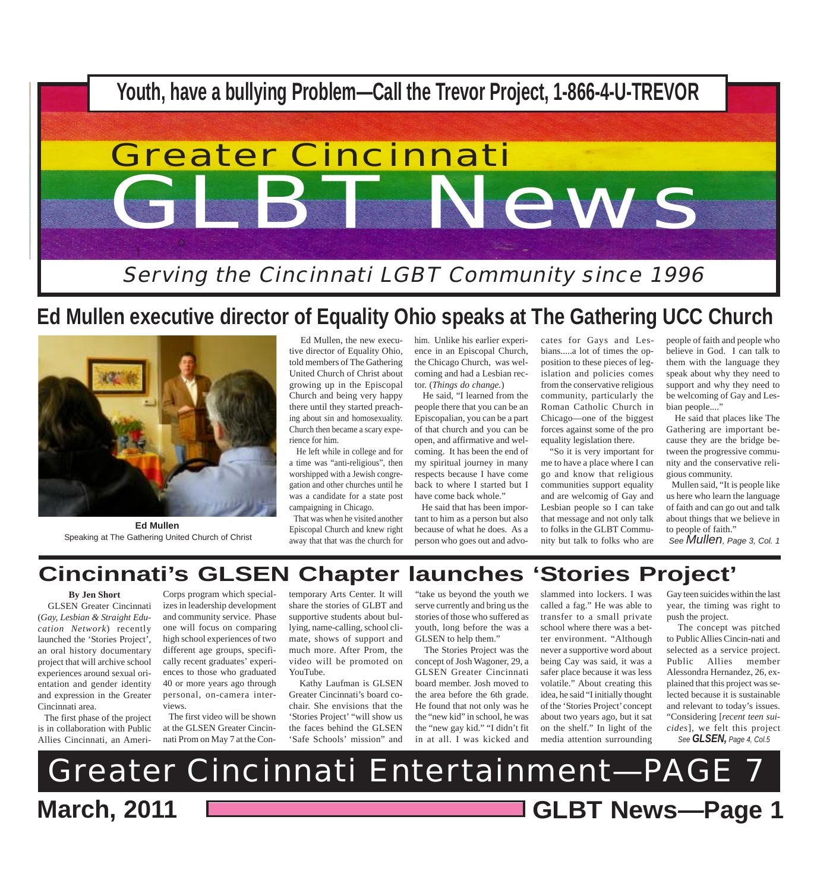**Youth, have a bullying Problem—Call the Trevor Project, 1-866-4-U-TREVOR**

# Greater Cincinnati GLBT News

*Serving the Cincinnati LGBT Community since 1996*

## Ed Mullen executive director of Equality Ohio speaks at The Gathering UCC Church

**Ed Mullen**
Speaking at The Gathering United Church of Christ

Ed Mullen, the new executive director of Equality Ohio, told members of The Gathering United Church of Christ about growing up in the Episcopal Church and being very happy there until they started preaching about sin and homosexuality. Church then became a scary experience for him.

He left while in college and for a time was "anti-religious", then worshipped with a Jewish congregation and other churches until he was a candidate for a state post campaigning in Chicago.

That was when he visited another Episcopal Church and knew right away that that was the church for him. Unlike his earlier experience in an Episcopal Church, the Chicago Church, was welcoming and had a Lesbian rector. (*Things do change.*)

He said, "I learned from the people there that you can be an Episcopalian, you can be a part of that church and you can be open, and affirmative and welcoming. It has been the end of my spiritual journey in many respects because I have come back to where I started but I have come back whole."

He said that has been important to him as a person but also because of what he does. As a person who goes out and advocates for Gays and Lesbians.....a lot of times the opposition to these pieces of legislation and policies comes from the conservative religious community, particularly the Roman Catholic Church in Chicago—one of the biggest forces against some of the pro equality legislation there.

"So it is very important for me to have a place where I can go and know that religious communities support equality and are welcomig of Gay and Lesbian people so I can take that message and not only talk to folks in the GLBT Community but talk to folks who are people of faith and people who believe in God. I can talk to them with the language they speak about why they need to support and why they need to be welcoming of Gay and Lesbian people...."

He said that places like The Gathering are important because they are the bridge between the progressive community and the conservative religious community.

Mullen said, "It is people like us here who learn the language of faith and can go out and talk about things that we believe in to people of faith."

*See Mullen, Page 3, Col. 1*

## Cincinnati's GLSEN Chapter launches 'Stories Project'

**By Jen Short**

GLSEN Greater Cincinnati (*Gay, Lesbian & Straight Education Network*) recently launched the 'Stories Project', an oral history documentary project that will archive school experiences around sexual orientation and gender identity and expression in the Greater Cincinnati area.

The first phase of the project is in collaboration with Public Allies Cincinnati, an AmeriCorps program which specializes in leadership development and community service. Phase one will focus on comparing high school experiences of two different age groups, specifically recent graduates' experiences to those who graduated 40 or more years ago through personal, on-camera interviews.

The first video will be shown at the GLSEN Greater Cincinnati Prom on May 7 at the Contemporary Arts Center. It will share the stories of GLBT and supportive students about bullying, name-calling, school climate, shows of support and much more. After Prom, the video will be promoted on YouTube.

Kathy Laufman is GLSEN Greater Cincinnati's board cochair. She envisions that the 'Stories Project' "will show us the faces behind the GLSEN 'Safe Schools' mission" and "take us beyond the youth we serve currently and bring us the stories of those who suffered as youth, long before the was a GLSEN to help them."

The Stories Project was the concept of Josh Wagoner, 29, a GLSEN Greater Cincinnati board member. Josh moved to the area before the 6th grade. He found that not only was he the "new kid" in school, he was the "new gay kid." "I didn't fit in at all. I was kicked and slammed into lockers. I was called a fag." He was able to transfer to a small private school where there was a better environment. "Although never a supportive word about being Cay was said, it was a safer place because it was less volatile." About creating this idea, he said "I initially thought of the 'Stories Project' concept about two years ago, but it sat on the shelf." In light of the media attention surrounding Gay teen suicides within the last year, the timing was right to push the project.

The concept was pitched to Public Allies Cincin-nati and selected as a service project. Public Allies member Alessondra Hernandez, 26, explained that this project was selected because it is sustainable and relevant to today's issues. "Considering [*recent teen suicides*], we felt this project

*See GLSEN, Page 4, Col.5*

# Greater Cincinnati Entertainment—PAGE 7

March, 2011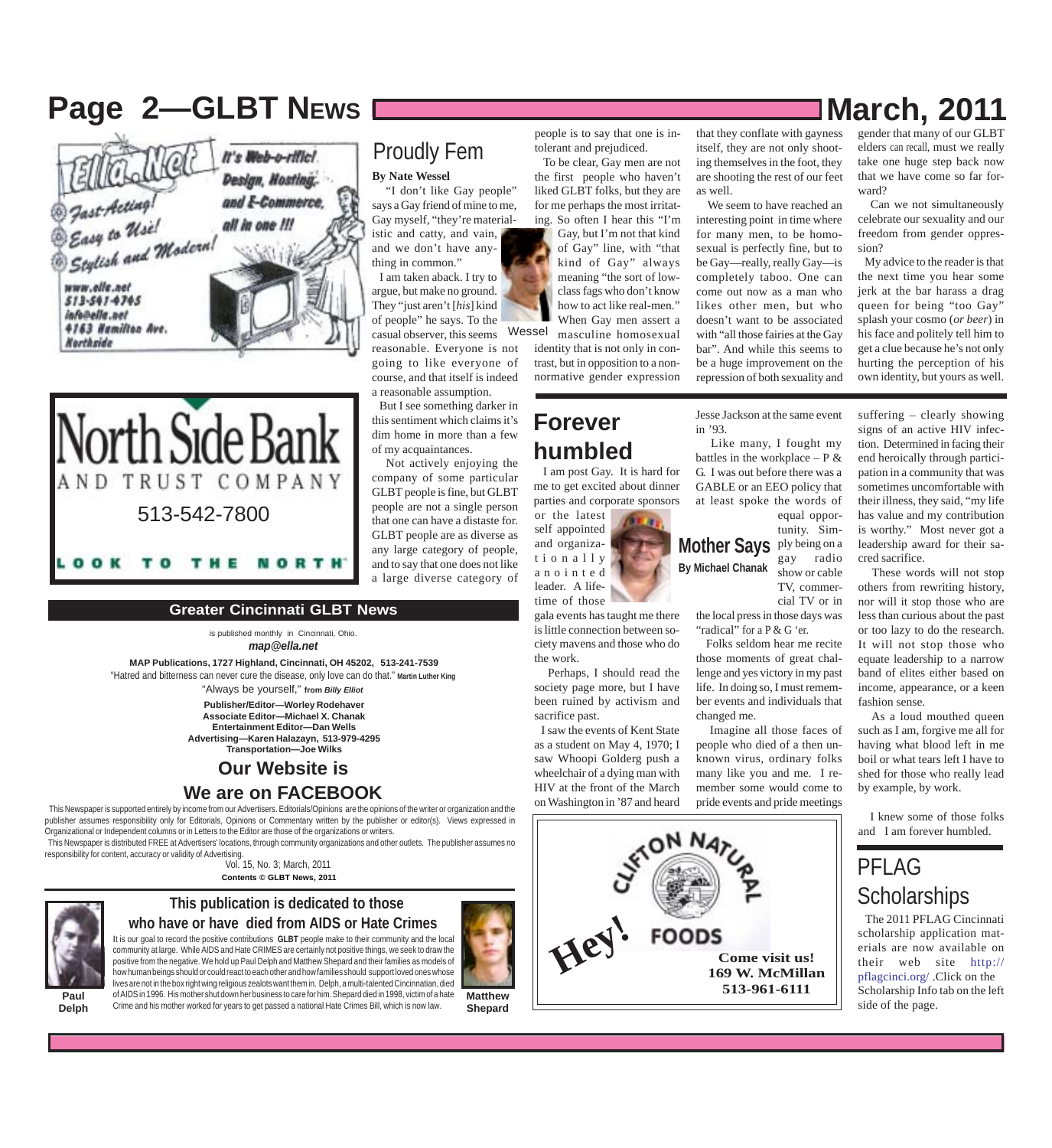## Proudly Fem

**By Nate Wessel**

"I don't like Gay people" says a Gay friend of mine to me, Gay myself, "they're materialistic and catty, and vain, and we don't have anything in common."

I am taken aback. I try to argue, but make no ground. They "just aren't [*his*] kind of people" he says. To the casual observer, this seems reasonable. Everyone is not going to like everyone of course, and that itself is indeed a reasonable assumption.

But I see something darker in this sentiment which claims it's dim home in more than a few of my acquaintances.

Not actively enjoying the company of some particular GLBT people is fine, but GLBT people are not a single person that one can have a distaste for. GLBT people are as diverse as any large category of people, and to say that one does not like a large diverse category of people is to say that one is intolerant and prejudiced.

To be clear, Gay men are not the first people who haven't liked GLBT folks, but they are for me perhaps the most irritating. So often I hear this "I'm Gay, but I'm not that kind of Gay" line, with "that kind of Gay" always meaning "the sort of low-class fags who don't know how to act like real-men." When Gay men assert a masculine homosexual identity that is not only in contrast, but in opposition to a non-normative gender expression that they conflate with gayness itself, they are not only shooting themselves in the foot, they are shooting the rest of our feet as well.

Wessel

We seem to have reached an interesting point in time where for many men, to be homosexual is perfectly fine, but to be Gay—really, really Gay—is completely taboo. One can come out now as a man who likes other men, but who doesn't want to be associated with "all those fairies at the Gay bar". And while this seems to be a huge improvement on the repression of both sexuality and gender that many of our GLBT elders can recall, must we really take one huge step back now that we have come so far forward?

Can we not simultaneously celebrate our sexuality and our freedom from gender oppression?

My advice to the reader is that the next time you hear some jerk at the bar harass a drag queen for being "too Gay" splash your cosmo (*or beer*) in his face and politely tell him to get a clue because he's not only hurting the perception of his own identity, but yours as well.

## Forever humbled

**Mother Says**
**By Michael Chanak**

I am post Gay. It is hard for me to get excited about dinner parties and corporate sponsors or the latest self appointed and organizationally anointed leader. A lifetime of those gala events has taught me there is little connection between society mavens and those who do the work.

Perhaps, I should read the society page more, but I have been ruined by activism and sacrifice past.

I saw the events of Kent State as a student on May 4, 1970; I saw Whoopi Golderg push a wheelchair of a dying man with HIV at the front of the March on Washington in '87 and heard Jesse Jackson at the same event in '93.

Like many, I fought my battles in the workplace – P & G. I was out before there was a GABLE or an EEO policy that at least spoke the words of equal opportunity. Simply being on a gay radio show or cable TV, commercial TV or in the local press in those days was "radical" for a P & G 'er.

Folks seldom hear me recite those moments of great challenge and yes victory in my past life. In doing so, I must remember events and individuals that changed me.

Imagine all those faces of people who died of a then unknown virus, ordinary folks many like you and me. I remember some would come to pride events and pride meetings suffering – clearly showing signs of an active HIV infection. Determined in facing their end heroically through participation in a community that was sometimes uncomfortable with their illness, they said, "my life has value and my contribution is worthy." Most never got a leadership award for their sacred sacrifice.

These words will not stop others from rewriting history, nor will it stop those who are less than curious about the past or too lazy to do the research. It will not stop those who equate leadership to a narrow band of elites either based on income, appearance, or a keen fashion sense.

As a loud mouthed queen such as I am, forgive me all for having what blood left in me boil or what tears left I have to shed for those who really lead by example, by work.

I knew some of those folks and I am forever humbled.

## PFLAG Scholarships

The 2011 PFLAG Cincinnati scholarship application materials are now available on their web site http://pflagcinci.org/ .Click on the Scholarship Info tab on the left side of the page.

---

**Ella.Net** — It's Web-o-riffic! Design, Hosting, and E-Commerce, all in one !!! Fast-Acting! Easy to Use! Stylish and Modern! www.ella.net 513-541-4745 info@ella.net 4163 Hamilton Ave. Northside

**North Side Bank AND TRUST COMPANY** 513-542-7800 LOOK TO THE NORTH

**Clifton Natural Foods** Hey! Come visit us! 169 W. McMillan 513-961-6111

---

### Greater Cincinnati GLBT News

is published monthly in Cincinnati, Ohio.
*map@ella.net*

**MAP Publications, 1727 Highland, Cincinnati, OH 45202, 513-241-7539**

"Hatred and bitterness can never cure the disease, only love can do that." **Martin Luther King**

"Always be yourself," **from *Billy Elliot***

**Publisher/Editor—Worley Rodehaver**
**Associate Editor—Michael X. Chanak**
**Entertainment Editor—Dan Wells**
**Advertising—Karen Halazayn, 513-979-4295**
**Transportation—Joe Wilks**

### Our Website is
### We are on FACEBOOK

This Newspaper is supported entirely by income from our Advertisers. Editorials/Opinions are the opinions of the writer or organization and the publisher assumes responsibility only for Editorials, Opinions or Commentary written by the publisher or editor(s). Views expressed in Organizational or Independent columns or in Letters to the Editor are those of the organizations or writers.

This Newspaper is distributed FREE at Advertisers' locations, through community organizations and other outlets. The publisher assumes no responsibility for content, accuracy or validity of Advertising.

Vol. 15, No. 3; March, 2011
**Contents © GLBT News, 2011**

### This publication is dedicated to those who have or have died from AIDS or Hate Crimes

It is our goal to record the positive contributions **GLBT** people make to their community and the local community at large. While AIDS and Hate CRIMES are certainly not positive things, we seek to draw the positive from the negative. We hold up Paul Delph and Matthew Shepard and their families as models of how human beings should or could react to each other and how families should support loved ones whose lives are not in the box right wing religious zealots want them in. Delph, a multi-talented Cincinnatian, died of AIDS in 1996. His mother shut down her business to care for him. Shepard died in 1998, victim of a hate Crime and his mother worked for years to get passed a national Hate Crimes Bill, which is now law.

**Paul Delph**

**Matthew Shepard**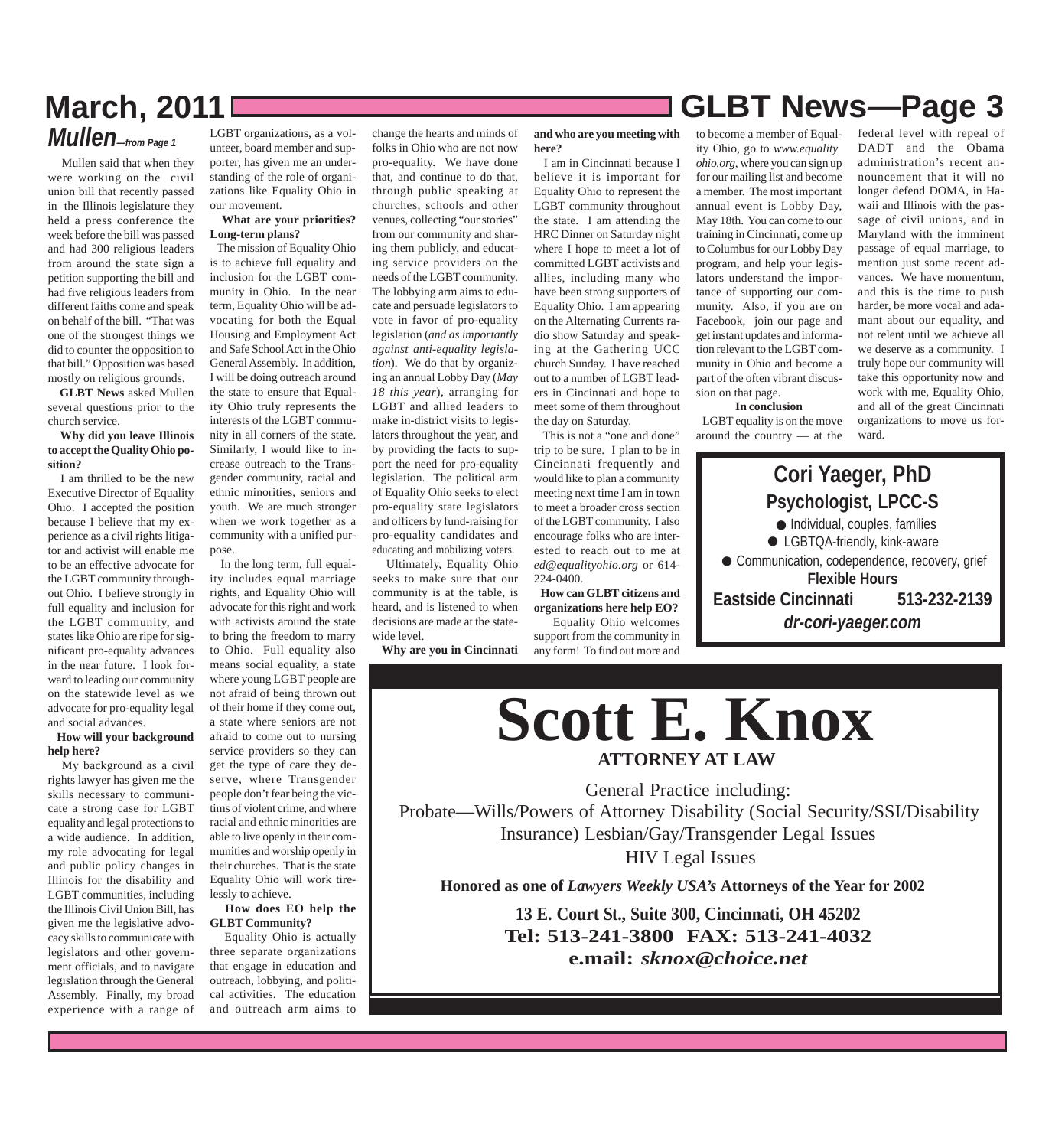# Mullen—*from Page 1*

Mullen said that when they were working on the civil union bill that recently passed in the Illinois legislature they held a press conference the week before the bill was passed and had 300 religious leaders from around the state sign a petition supporting the bill and had five religious leaders from different faiths come and speak on behalf of the bill. "That was one of the strongest things we did to counter the opposition to that bill." Opposition was based mostly on religious grounds.

**GLBT News** asked Mullen several questions prior to the church service.

**Why did you leave Illinois to accept the Quality Ohio position?**

I am thrilled to be the new Executive Director of Equality Ohio. I accepted the position because I believe that my experience as a civil rights litigator and activist will enable me to be an effective advocate for the LGBT community throughout Ohio. I believe strongly in full equality and inclusion for the LGBT community, and states like Ohio are ripe for significant pro-equality advances in the near future. I look forward to leading our community on the statewide level as we advocate for pro-equality legal and social advances.

**How will your background help here?**

My background as a civil rights lawyer has given me the skills necessary to communicate a strong case for LGBT equality and legal protections to a wide audience. In addition, my role advocating for legal and public policy changes in Illinois for the disability and LGBT communities, including the Illinois Civil Union Bill, has given me the legislative advocacy skills to communicate with legislators and other government officials, and to navigate legislation through the General Assembly. Finally, my broad experience with a range of LGBT organizations, as a volunteer, board member and supporter, has given me an understanding of the role of organizations like Equality Ohio in our movement.

**What are your priorities? Long-term plans?**

The mission of Equality Ohio is to achieve full equality and inclusion for the LGBT community in Ohio. In the near term, Equality Ohio will be advocating for both the Equal Housing and Employment Act and Safe School Act in the Ohio General Assembly. In addition, I will be doing outreach around the state to ensure that Equality Ohio truly represents the interests of the LGBT community in all corners of the state. Similarly, I would like to increase outreach to the Transgender community, racial and ethnic minorities, seniors and youth. We are much stronger when we work together as a community with a unified purpose.

In the long term, full equality includes equal marriage rights, and Equality Ohio will advocate for this right and work with activists around the state to bring the freedom to marry to Ohio. Full equality also means social equality, a state where young LGBT people are not afraid of being thrown out of their home if they come out, a state where seniors are not afraid to come out to nursing service providers so they can get the type of care they deserve, where Transgender people don't fear being the victims of violent crime, and where racial and ethnic minorities are able to live openly in their communities and worship openly in their churches. That is the state Equality Ohio will work tirelessly to achieve.

**How does EO help the GLBT Community?**

Equality Ohio is actually three separate organizations that engage in education and outreach, lobbying, and political activities. The education and outreach arm aims to change the hearts and minds of folks in Ohio who are not now pro-equality. We have done that, and continue to do that, through public speaking at churches, schools and other venues, collecting "our stories" from our community and sharing them publicly, and educating service providers on the needs of the LGBT community. The lobbying arm aims to educate and persuade legislators to vote in favor of pro-equality legislation (*and as importantly against anti-equality legislation*). We do that by organizing an annual Lobby Day (*May 18 this year*), arranging for LGBT and allied leaders to make in-district visits to legislators throughout the year, and by providing the facts to support the need for pro-equality legislation. The political arm of Equality Ohio seeks to elect pro-equality state legislators and officers by fund-raising for pro-equality candidates and educating and mobilizing voters.

Ultimately, Equality Ohio seeks to make sure that our community is at the table, is heard, and is listened to when decisions are made at the statewide level.

**Why are you in Cincinnati and who are you meeting with here?**

I am in Cincinnati because I believe it is important for Equality Ohio to represent the LGBT community throughout the state. I am attending the HRC Dinner on Saturday night where I hope to meet a lot of committed LGBT activists and allies, including many who have been strong supporters of Equality Ohio. I am appearing on the Alternating Currents radio show Saturday and speaking at the Gathering UCC church Sunday. I have reached out to a number of LGBT leaders in Cincinnati and hope to meet some of them throughout the day on Saturday.

This is not a "one and done" trip to be sure. I plan to be in Cincinnati frequently and would like to plan a community meeting next time I am in town to meet a broader cross section of the LGBT community. I also encourage folks who are interested to reach out to me at *ed@equalityohio.org* or 614-224-0400.

**How can GLBT citizens and organizations here help EO?**

Equality Ohio welcomes support from the community in any form! To find out more and to become a member of Equality Ohio, go to *www.equalityohio.org*, where you can sign up for our mailing list and become a member. The most important annual event is Lobby Day, May 18th. You can come to our training in Cincinnati, come up to Columbus for our Lobby Day program, and help your legislators understand the importance of supporting our community. Also, if you are on Facebook, join our page and get instant updates and information relevant to the LGBT community in Ohio and become a part of the often vibrant discussion on that page.

**In conclusion**

LGBT equality is on the move around the country — at the federal level with repeal of DADT and the Obama administration's recent announcement that it will no longer defend DOMA, in Hawaii and Illinois with the passage of civil unions, and in Maryland with the imminent passage of equal marriage, to mention just some recent advances. We have momentum, and this is the time to push harder, be more vocal and adamant about our equality, and not relent until we achieve all we deserve as a community. I truly hope our community will take this opportunity now and work with me, Equality Ohio, and all of the great Cincinnati organizations to move us forward.

---

**Cori Yaeger, PhD**
**Psychologist, LPCC-S**

- Individual, couples, families
- LGBTQA-friendly, kink-aware
- Communication, codependence, recovery, grief

**Flexible Hours**
**Eastside Cincinnati 513-232-2139**
***dr-cori-yaeger.com***

---

# Scott E. Knox
**ATTORNEY AT LAW**

General Practice including:
Probate—Wills/Powers of Attorney Disability (Social Security/SSI/Disability Insurance) Lesbian/Gay/Transgender Legal Issues
HIV Legal Issues

**Honored as one of *Lawyers Weekly USA's* Attorneys of the Year for 2002**

**13 E. Court St., Suite 300, Cincinnati, OH 45202**
**Tel: 513-241-3800 FAX: 513-241-4032**
**e.mail: *sknox@choice.net***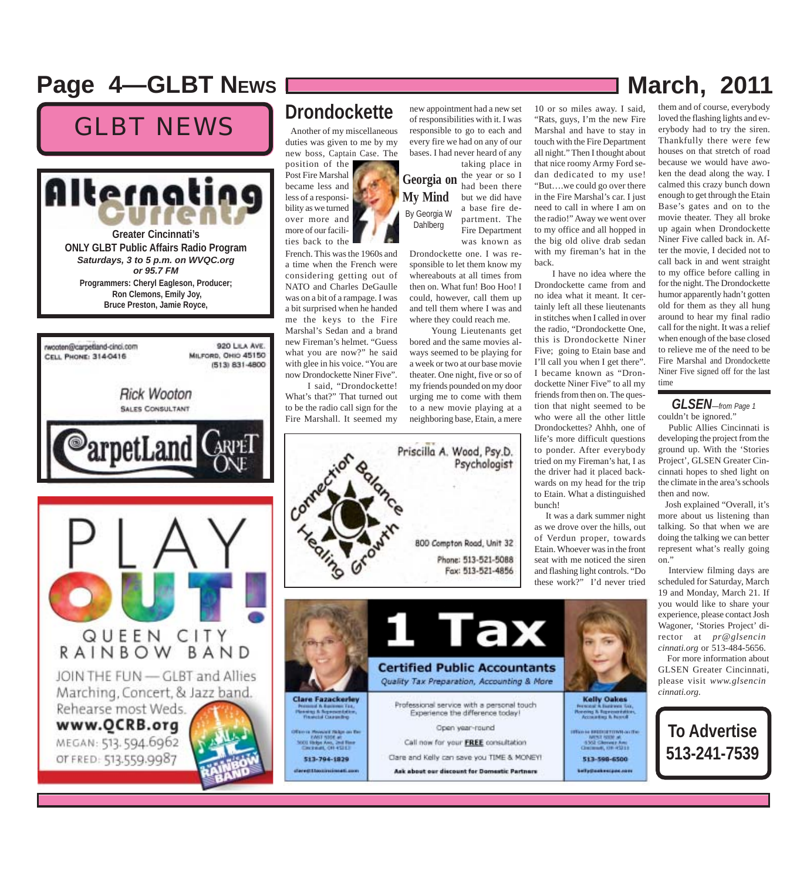# GLBT NEWS

## Alternating Currents

Greater Cincinnati's
ONLY GLBT Public Affairs Radio Program
*Saturdays, 3 to 5 p.m. on WVQC.org*
*or 95.7 FM*
Programmers: Cheryl Eagleson, Producer;
Ron Clemons, Emily Joy,
Bruce Preston, Jamie Royce,

rwooten@carpetland-cinci.com
CELL PHONE: 314-0416

920 LILA AVE.
MILFORD, OHIO 45150
(513) 831-4800

Rick Wooton
SALES CONSULTANT

CarpetLand Carpet One

PLAY OUT!
QUEEN CITY RAINBOW BAND
JOIN THE FUN — GLBT and Allies
Marching, Concert, & Jazz band.
Rehearse most Weds.
**www.QCRB.org**
MEGAN: 513.594.6962
or FRED: 513.559.9987

## Drondockette

### Georgia on My Mind

By Georgia W Dahlberg

Another of my miscellaneous duties was given to me by my new boss, Captain Case. The position of the Post Fire Marshal became less and less of a responsibility as we turned over more and more of our facilities back to the French. This was the 1960s and a time when the French were considering getting out of NATO and Charles DeGaulle was on a bit of a rampage. I was a bit surprised when he handed me the keys to the Fire Marshal's Sedan and a brand new Fireman's helmet. "Guess what you are now?" he said with glee in his voice. "You are now Drondockette Niner Five".

I said, "Drondockette! What's that?" That turned out to be the radio call sign for the Fire Marshall. It seemed my new appointment had a new set of responsibilities with it. I was responsible to go to each and every fire we had on any of our bases. I had never heard of any taking place in the year or so I had been there but we did have a base fire department. The Fire Department was known as Drondockette one. I was responsible to let them know my whereabouts at all times from then on. What fun! Boo Hoo! I could, however, call them up and tell them where I was and where they could reach me.

Young Lieutenants get bored and the same movies always seemed to be playing for a week or two at our base movie theater. One night, five or so of my friends pounded on my door urging me to come with them to a new movie playing at a neighboring base, Etain, a mere 10 or so miles away. I said, "Rats, guys, I'm the new Fire Marshal and have to stay in touch with the Fire Department all night." Then I thought about that nice roomy Army Ford sedan dedicated to my use! "But….we could go over there in the Fire Marshal's car. I just need to call in where I am on the radio!" Away we went over to my office and all hopped in the big old olive drab sedan with my fireman's hat in the back.

I have no idea where the Drondockette came from and no idea what it meant. It certainly left all these lieutenants in stitches when I called in over the radio, "Drondockette One, this is Drondockette Niner Five; going to Etain base and I'll call you when I get there". I became known as "Drondockette Niner Five" to all my friends from then on. The question that night seemed to be who were all the other little Drondockettes? Ahhh, one of life's more difficult questions to ponder. After everybody tried on my Fireman's hat, I as the driver had it placed backwards on my head for the trip to Etain. What a distinguished bunch!

It was a dark summer night as we drove over the hills, out of Verdun proper, towards Etain. Whoever was in the front seat with me noticed the siren and flashing light controls. "Do these work?" I'd never tried them and of course, everybody loved the flashing lights and everybody had to try the siren. Thankfully there were few houses on that stretch of road because we would have awoken the dead along the way. I calmed this crazy bunch down enough to get through the Etain Base's gates and on to the movie theater. They all broke up again when Drondockette Niner Five called back in. After the movie, I decided not to call back in and went straight to my office before calling in for the night. The Drondockette humor apparently hadn't gotten old for them as they all hung around to hear my final radio call for the night. It was a relief when enough of the base closed to relieve me of the need to be Fire Marshal and Drondockette Niner Five signed off for the last time

Connection Balance Healing Growth
Priscilla A. Wood, Psy.D.
Psychologist
800 Compton Road, Unit 32
Phone: 513-521-5088
Fax: 513-521-4856

1 Tax
Certified Public Accountants
*Quality Tax Preparation, Accounting & More*
Professional service with a personal touch
Experience the difference today!
Open year-round
Call now for your **FREE** consultation
Clare and Kelly can save you TIME & MONEY!
**Ask about our discount for Domestic Partners**

Clare Fazackerley — 513-794-1829
Kelly Oakes — 513-598-6500

## *GLSEN—from Page 1*

couldn't be ignored."

Public Allies Cincinnati is developing the project from the ground up. With the 'Stories Project', GLSEN Greater Cincinnati hopes to shed light on the climate in the area's schools then and now.

Josh explained "Overall, it's more about us listening than talking. So that when we are doing the talking we can better represent what's really going on."

Interview filming days are scheduled for Saturday, March 19 and Monday, March 21. If you would like to share your experience, please contact Josh Wagoner, 'Stories Project' director at *pr@glsencincinnati.org* or 513-484-5656.

For more information about GLSEN Greater Cincinnati, please visit *www.glsencincinnati.org.*

**To Advertise 513-241-7539**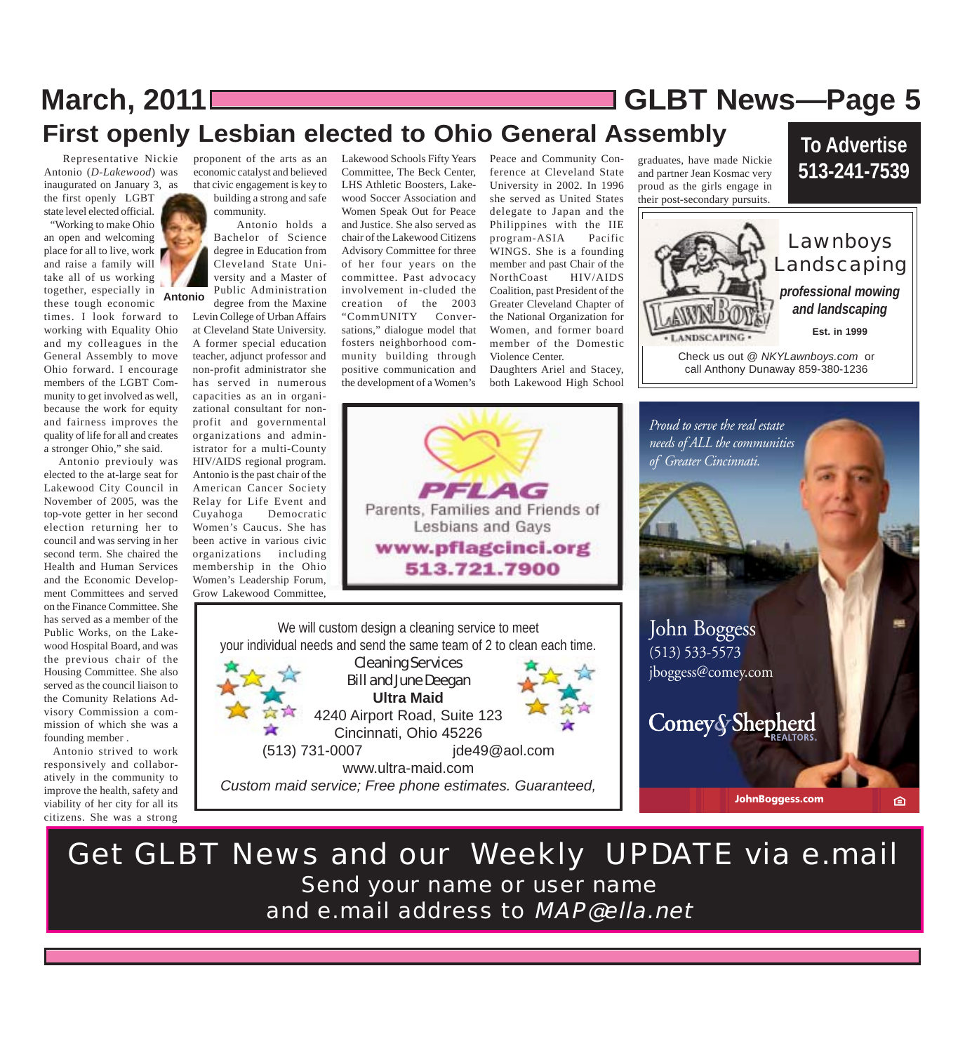# First openly Lesbian elected to Ohio General Assembly

Representative Nickie Antonio (*D-Lakewood*) was inaugurated on January 3, as the first openly LGBT state level elected official.

"Working to make Ohio an open and welcoming place for all to live, work and raise a family will take all of us working together, especially in these tough economic times. I look forward to working with Equality Ohio and my colleagues in the General Assembly to move Ohio forward. I encourage members of the LGBT Community to get involved as well, because the work for equity and fairness improves the quality of life for all and creates a stronger Ohio," she said.

**Antonio**

Antonio previouly was elected to the at-large seat for Lakewood City Council in November of 2005, was the top-vote getter in her second election returning her to council and was serving in her second term. She chaired the Health and Human Services and the Economic Development Committees and served on the Finance Committee. She has served as a member of the Public Works, on the Lakewood Hospital Board, and was the previous chair of the Housing Committee. She also served as the council liaison to the Comunity Relations Advisory Commission a commission of which she was a founding member .

Antonio strived to work responsively and collaboratively in the community to improve the health, safety and viability of her city for all its citizens. She was a strong proponent of the arts as an economic catalyst and believed that civic engagement is key to building a strong and safe community.

Antonio holds a Bachelor of Science degree in Education from Cleveland State University and a Master of Public Administration degree from the Maxine Levin College of Urban Affairs at Cleveland State University. A former special education teacher, adjunct professor and non-profit administrator she has served in numerous capacities as an in organizational consultant for non-profit and governmental organizations and administrator for a multi-County HIV/AIDS regional program. Antonio is the past chair of the American Cancer Society Relay for Life Event and Cuyahoga Democratic Women's Caucus. She has been active in various civic organizations including membership in the Ohio Women's Leadership Forum, Grow Lakewood Committee, Lakewood Schools Fifty Years Committee, The Beck Center, LHS Athletic Boosters, Lakewood Soccer Association and Women Speak Out for Peace and Justice. She also served as chair of the Lakewood Citizens Advisory Committee for three of her four years on the committee. Past advocacy involvement in-cluded the creation of the 2003 "CommUNITY Conversations," dialogue model that fosters neighborhood community building through positive communication and the development of a Women's Peace and Community Conference at Cleveland State University in 2002. In 1996 she served as United States delegate to Japan and the Philippines with the IIE program-ASIA Pacific WINGS. She is a founding member and past Chair of the NorthCoast HIV/AIDS Coalition, past President of the Greater Cleveland Chapter of the National Organization for Women, and former board member of the Domestic Violence Center.

Daughters Ariel and Stacey, both Lakewood High School graduates, have made Nickie and partner Jean Kosmac very proud as the girls engage in their post-secondary pursuits.

---

**To Advertise 513-241-7539**

---

Lawnboys Landscaping

***professional mowing and landscaping***

**Est. in 1999**

Check us out @ *NKYLawnboys.com* or call Anthony Dunaway 859-380-1236

---

**PFLAG**

Parents, Families and Friends of Lesbians and Gays

**www.pflagcinci.org**

**513.721.7900**

---

We will custom design a cleaning service to meet your individual needs and send the same team of 2 to clean each time.

Cleaning Services
Bill and June Deegan
**Ultra Maid**
4240 Airport Road, Suite 123
Cincinnati, Ohio 45226
(513) 731-0007 jde49@aol.com
www.ultra-maid.com

*Custom maid service; Free phone estimates. Guaranteed,*

---

*Proud to serve the real estate needs of ALL the communities of Greater Cincinnati.*

John Boggess
(513) 533-5573
jboggess@comey.com

Comey & Shepherd REALTORS.

**JohnBoggess.com**

---

Get GLBT News and our Weekly UPDATE via e.mail
Send your name or user name
and e.mail address to *MAP@ella.net*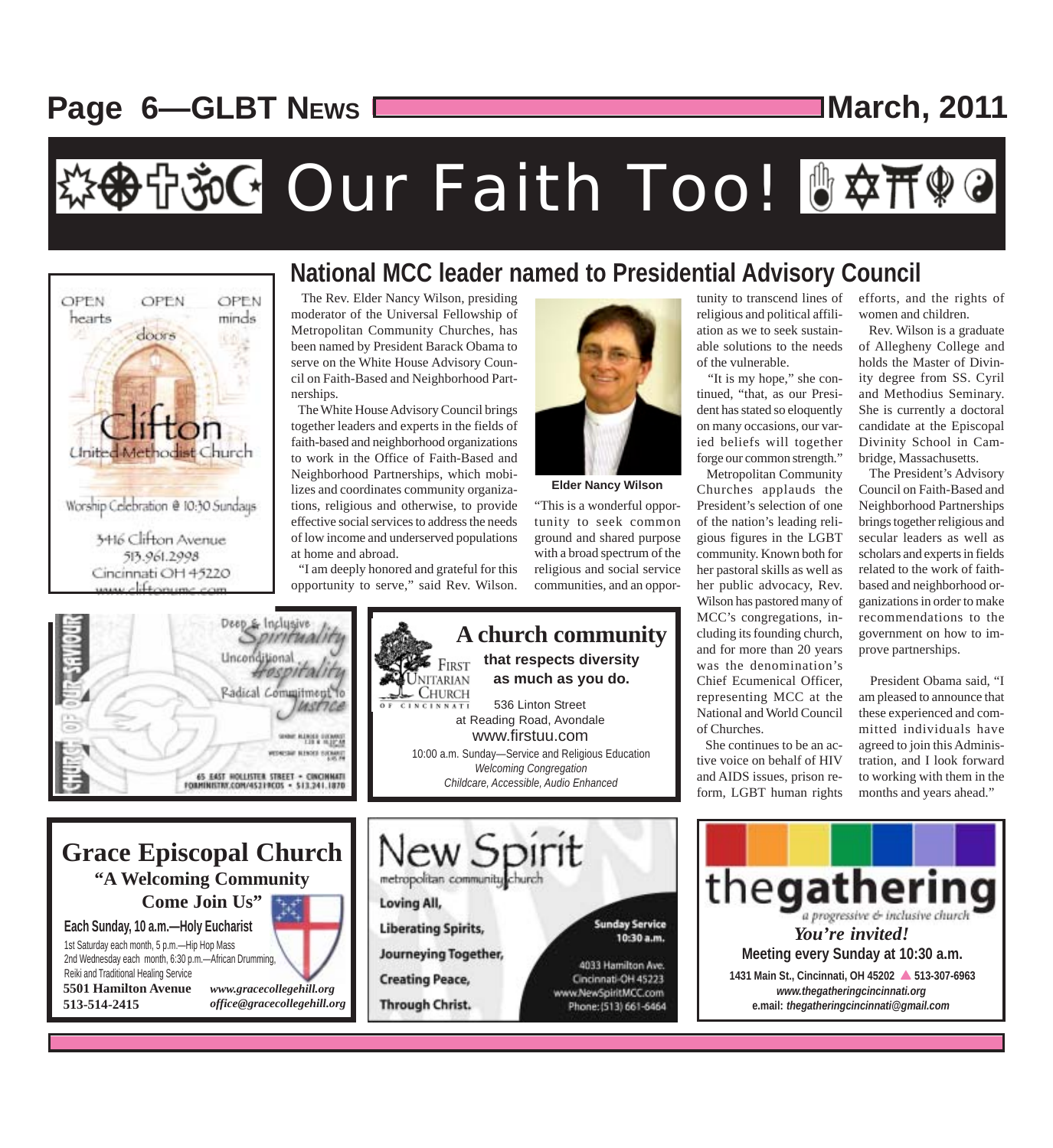# Our Faith Too!

## National MCC leader named to Presidential Advisory Council

The Rev. Elder Nancy Wilson, presiding moderator of the Universal Fellowship of Metropolitan Community Churches, has been named by President Barack Obama to serve on the White House Advisory Council on Faith-Based and Neighborhood Partnerships.

The White House Advisory Council brings together leaders and experts in the fields of faith-based and neighborhood organizations to work in the Office of Faith-Based and Neighborhood Partnerships, which mobilizes and coordinates community organizations, religious and otherwise, to provide effective social services to address the needs of low income and underserved populations at home and abroad.

"I am deeply honored and grateful for this opportunity to serve," said Rev. Wilson. "This is a wonderful opportunity to seek common ground and shared purpose with a broad spectrum of the religious and social service communities, and an opportunity to transcend lines of religious and political affiliation as we to seek sustainable solutions to the needs of the vulnerable.

"It is my hope," she continued, "that, as our President has stated so eloquently on many occasions, our varied beliefs will together forge our common strength."

Elder Nancy Wilson

Metropolitan Community Churches applauds the President's selection of one of the nation's leading religious figures in the LGBT community. Known both for her pastoral skills as well as her public advocacy, Rev. Wilson has pastored many of MCC's congregations, including its founding church, and for more than 20 years was the denomination's Chief Ecumenical Officer, representing MCC at the National and World Council of Churches.

She continues to be an active voice on behalf of HIV and AIDS issues, prison reform, LGBT human rights efforts, and the rights of women and children.

Rev. Wilson is a graduate of Allegheny College and holds the Master of Divinity degree from SS. Cyril and Methodius Seminary. She is currently a doctoral candidate at the Episcopal Divinity School in Cambridge, Massachusetts.

The President's Advisory Council on Faith-Based and Neighborhood Partnerships brings together religious and secular leaders as well as scholars and experts in fields related to the work of faith-based and neighborhood organizations in order to make recommendations to the government on how to improve partnerships.

President Obama said, "I am pleased to announce that these experienced and committed individuals have agreed to join this Administration, and I look forward to working with them in the months and years ahead."

---

OPEN hearts OPEN doors OPEN minds

**Clifton United Methodist Church**

Worship Celebration @ 10:30 Sundays

3416 Clifton Avenue
513.961.2998
Cincinnati OH 45220
www.cliftonumc.com

---

**Church of Our Saviour**

Deep & Inclusive *Spirituality*
Unconditional *Hospitality*
Radical Commitment to *Justice*

65 East Hollister Street • Cincinnati
forministry.com/45219cos • 513.241.1870

---

**A church community**
**that respects diversity as much as you do.**

First Unitarian Church of Cincinnati
536 Linton Street
at Reading Road, Avondale
www.firstuu.com
10:00 a.m. Sunday—Service and Religious Education
*Welcoming Congregation*
*Childcare, Accessible, Audio Enhanced*

---

## Grace Episcopal Church

**"A Welcoming Community Come Join Us"**

**Each Sunday, 10 a.m.—Holy Eucharist**

1st Saturday each month, 5 p.m.—Hip Hop Mass
2nd Wednesday each month, 6:30 p.m.—African Drumming, Reiki and Traditional Healing Service

**5501 Hamilton Avenue**
**513-514-2415**
*www.gracecollegehill.org*
*office@gracecollegehill.org*

---

## New Spirit

metropolitan community church

Loving All,
Liberating Spirits,
Journeying Together,
Creating Peace,
Through Christ.

**Sunday Service 10:30 a.m.**

4033 Hamilton Ave.
Cincinnati-OH 45223
www.NewSpiritMCC.com
Phone: (513) 661-6464

---

## thegathering

*a progressive & inclusive church*

***You're invited!***

**Meeting every Sunday at 10:30 a.m.**

**1431 Main St., Cincinnati, OH 45202 ▲ 513-307-6963**
***www.thegatheringcincinnati.org***
**e.mail: *thegatheringcincinnati@gmail.com***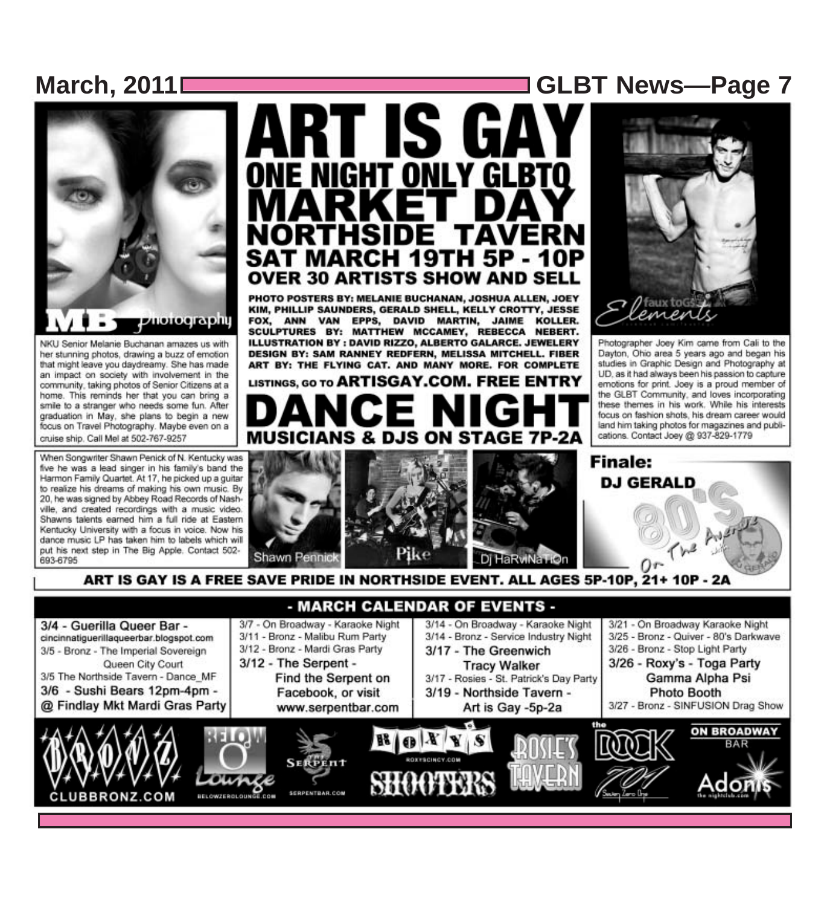# ART IS GAY

## ONE NIGHT ONLY GLBTQ MARKET DAY

## NORTHSIDE TAVERN

### SAT MARCH 19TH 5P - 10P

### OVER 30 ARTISTS SHOW AND SELL

**PHOTO POSTERS BY: MELANIE BUCHANAN, JOSHUA ALLEN, JOEY KIM, PHILLIP SAUNDERS, GERALD SHELL, KELLY CROTTY, JESSE FOX, ANN VAN EPPS, DAVID MARTIN, JAIME KOLLER. SCULPTURES BY: MATTHEW MCCAMEY, REBECCA NEBERT. ILLUSTRATION BY : DAVID RIZZO, ALBERTO GALARCE. JEWELERY DESIGN BY: SAM RANNEY REDFERN, MELISSA MITCHELL. FIBER ART BY: THE FLYING CAT. AND MANY MORE. FOR COMPLETE LISTINGS, GO TO ARTISGAY.COM. FREE ENTRY**

## DANCE NIGHT

### MUSICIANS & DJS ON STAGE 7P-2A

MB Photography

NKU Senior Melanie Buchanan amazes us with her stunning photos, drawing a buzz of emotion that might leave you daydreamy. She has made an impact on society with involvement in the community, taking photos of Senior Citizens at a home. This reminds her that you can bring a smile to a stranger who needs some fun. After graduation in May, she plans to begin a new focus on Travel Photography. Maybe even on a cruise ship. Call Mel at 502-767-9257

Elements — faux toGs

Photographer Joey Kim came from Cali to the Dayton, Ohio area 5 years ago and began his studies in Graphic Design and Photography at UD, as it had always been his passion to capture emotions for print. Joey is a proud member of the GLBT Community, and loves incorporating these themes in his work. While his interests focus on fashion shots, his dream career would land him taking photos for magazines and publications. Contact Joey @ 937-829-1779

When Songwriter Shawn Penick of N. Kentucky was five he was a lead singer in his family's band the Harmon Family Quartet. At 17, he picked up a guitar to realize his dreams of making his own music. By 20, he was signed by Abbey Road Records of Nashville, and created recordings with a music video. Shawns talents earned him a full ride at Eastern Kentucky University with a focus in voice. Now his dance music LP has taken him to labels which will put his next step in The Big Apple. Contact 502-693-6795

Shawn Pennick — Pike — Dj HaRviNaTiOn

**Finale: DJ GERALD** — 80's Or The Average

**ART IS GAY IS A FREE SAVE PRIDE IN NORTHSIDE EVENT. ALL AGES 5P-10P, 21+ 10P - 2A**

## - MARCH CALENDAR OF EVENTS -

- 3/4 - Guerilla Queer Bar - cincinnatiguerillaqueerbar.blogspot.com
- 3/5 - Bronz - The Imperial Sovereign Queen City Court
- 3/5 The Northside Tavern - Dance_MF
- 3/6 - Sushi Bears 12pm-4pm - @ Findlay Mkt Mardi Gras Party
- 3/7 - On Broadway - Karaoke Night
- 3/11 - Bronz - Malibu Rum Party
- 3/12 - Bronz - Mardi Gras Party
- 3/12 - The Serpent - Find the Serpent on Facebook, or visit www.serpentbar.com
- 3/14 - On Broadway - Karaoke Night
- 3/14 - Bronz - Service Industry Night
- 3/17 - The Greenwich Tracy Walker
- 3/17 - Rosies - St. Patrick's Day Party
- 3/19 - Northside Tavern - Art is Gay -5p-2a
- 3/21 - On Broadway Karaoke Night
- 3/25 - Bronz - Quiver - 80's Darkwave
- 3/26 - Bronz - Stop Light Party
- 3/26 - Roxy's - Toga Party Gamma Alpha Psi Photo Booth
- 3/27 - Bronz - SINFUSION Drag Show

BRONZ — CLUBBRONZ.COM | Below O Lounge — BELOWZEROLOUNGE.COM | The Serpent — SERPENTBAR.COM | ROXY'S — ROXYSCINCY.COM | SHOOTERS | ROSIE'S TAVERN | the DOCK 701 Seven Zero One | ON BROADWAY BAR | Adonis the nightclub.com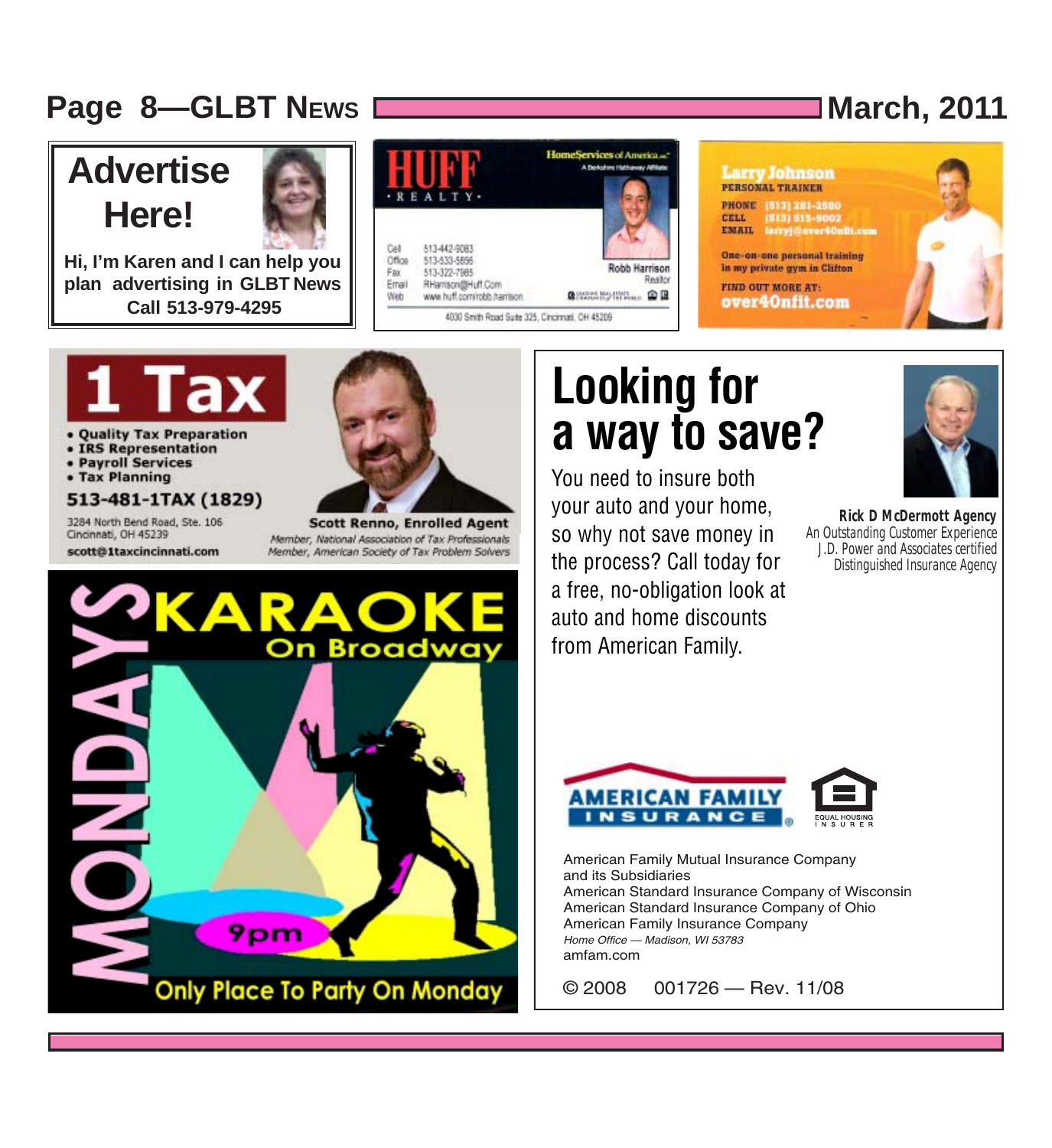# Advertise Here!

Hi, I'm Karen and I can help you plan advertising in GLBT News

Call 513-979-4295

HUFF

• R E A L T Y •

HomeServices of America
A Berkshire Hathaway Affiliate

Cell 513-442-9083
Office 513-533-5856
Fax 513-322-7985
Email RHarrison@Huff.Com
Web www.huff.com/robb.harrison

Robb Harrison
Realtor

4030 Smith Road Suite 325, Cincinnati, OH 45209

**Larry Johnson**
PERSONAL TRAINER

PHONE (513) 281-2580
CELL (513) 515-9002
EMAIL larryj@over40nfit.com

One-on-one personal training in my private gym in Clifton

FIND OUT MORE AT:
over40nfit.com

# 1 Tax

- Quality Tax Preparation
- IRS Representation
- Payroll Services
- Tax Planning

**513-481-1TAX (1829)**

3284 North Bend Road, Ste. 106
Cincinnati, OH 45239

scott@1taxcincinnati.com

**Scott Renno, Enrolled Agent**
*Member, National Association of Tax Professionals*
*Member, American Society of Tax Problem Solvers*

# MONDAYS KARAOKE On Broadway

9pm

Only Place To Party On Monday

# Looking for a way to save?

You need to insure both your auto and your home, so why not save money in the process? Call today for a free, no-obligation look at auto and home discounts from American Family.

**Rick D McDermott Agency**
An Outstanding Customer Experience
J.D. Power and Associates certified
Distinguished Insurance Agency

AMERICAN FAMILY INSURANCE

EQUAL HOUSING INSURER

American Family Mutual Insurance Company
and its Subsidiaries
American Standard Insurance Company of Wisconsin
American Standard Insurance Company of Ohio
American Family Insurance Company
*Home Office — Madison, WI 53783*
amfam.com

© 2008 001726 — Rev. 11/08